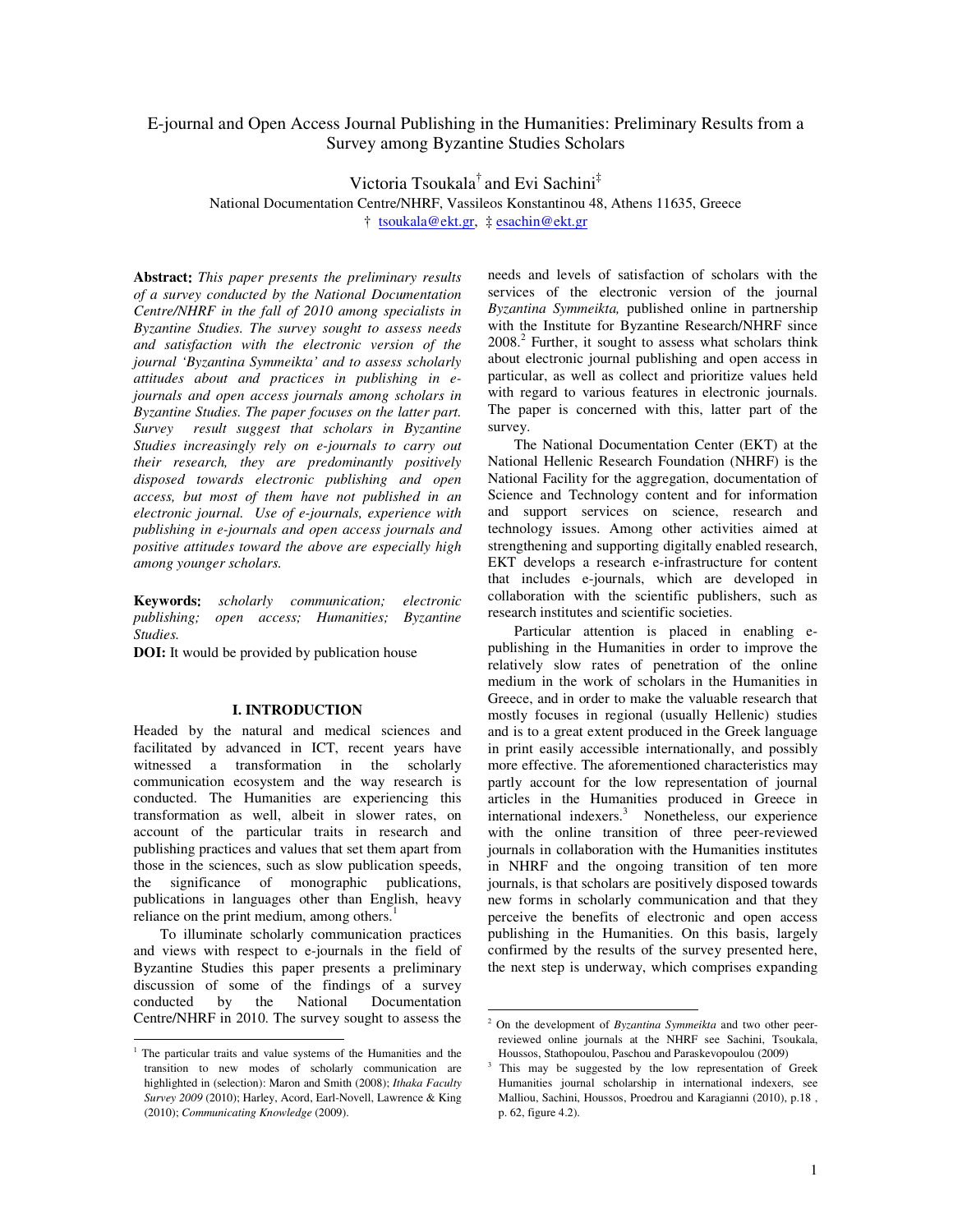# E-journal and Open Access Journal Publishing in the Humanities: Preliminary Results from a Survey among Byzantine Studies Scholars

Victoria Tsoukala[†] and Evi Sachini[‡]

National Documentation Centre/NHRF, Vassileos Konstantinou 48, Athens 11635, Greece

† tsoukala@ekt.gr, ‡ esachin@ekt.gr

**Abstract:** *This paper presents the preliminary results of a survey conducted by the National Documentation Centre/NHRF in the fall of 2010 among specialists in Byzantine Studies. The survey sought to assess needs and satisfaction with the electronic version of the journal 'Byzantina Symmeikta' and to assess scholarly attitudes about and practices in publishing in e-journals and open access journals among scholars in Byzantine Studies. The paper focuses on the latter part. Survey result suggest that scholars in Byzantine Studies increasingly rely on e-journals to carry out their research, they are predominantly positively disposed towards electronic publishing and open access, but most of them have not published in an electronic journal. Use of e-journals, experience with publishing in e-journals and open access journals and positive attitudes toward the above are especially high among younger scholars.*

**Keywords:** *scholarly communication; electronic publishing; open access; Humanities; Byzantine Studies.*

**DOI:** It would be provided by publication house

## I. INTRODUCTION

Headed by the natural and medical sciences and facilitated by advanced in ICT, recent years have witnessed a transformation in the scholarly communication ecosystem and the way research is conducted. The Humanities are experiencing this transformation as well, albeit in slower rates, on account of the particular traits in research and publishing practices and values that set them apart from those in the sciences, such as slow publication speeds, the significance of monographic publications, publications in languages other than English, heavy reliance on the print medium, among others.[1]

To illuminate scholarly communication practices and views with respect to e-journals in the field of Byzantine Studies this paper presents a preliminary discussion of some of the findings of a survey conducted by the National Documentation Centre/NHRF in 2010. The survey sought to assess the needs and levels of satisfaction of scholars with the services of the electronic version of the journal *Byzantina Symmeikta,* published online in partnership with the Institute for Byzantine Research/NHRF since 2008.[2] Further, it sought to assess what scholars think about electronic journal publishing and open access in particular, as well as collect and prioritize values held with regard to various features in electronic journals. The paper is concerned with this, latter part of the survey.

The National Documentation Center (EKT) at the National Hellenic Research Foundation (NHRF) is the National Facility for the aggregation, documentation of Science and Technology content and for information and support services on science, research and technology issues. Among other activities aimed at strengthening and supporting digitally enabled research, EKT develops a research e-infrastructure for content that includes e-journals, which are developed in collaboration with the scientific publishers, such as research institutes and scientific societies.

Particular attention is placed in enabling e-publishing in the Humanities in order to improve the relatively slow rates of penetration of the online medium in the work of scholars in the Humanities in Greece, and in order to make the valuable research that mostly focuses in regional (usually Hellenic) studies and is to a great extent produced in the Greek language in print easily accessible internationally, and possibly more effective. The aforementioned characteristics may partly account for the low representation of journal articles in the Humanities produced in Greece in international indexers.[3] Nonetheless, our experience with the online transition of three peer-reviewed journals in collaboration with the Humanities institutes in NHRF and the ongoing transition of ten more journals, is that scholars are positively disposed towards new forms in scholarly communication and that they perceive the benefits of electronic and open access publishing in the Humanities. On this basis, largely confirmed by the results of the survey presented here, the next step is underway, which comprises expanding

---

[1] The particular traits and value systems of the Humanities and the transition to new modes of scholarly communication are highlighted in (selection): Maron and Smith (2008); *Ithaka Faculty Survey 2009* (2010); Harley, Acord, Earl-Novell, Lawrence & King (2010); *Communicating Knowledge* (2009).

[2] On the development of *Byzantina Symmeikta* and two other peer-reviewed online journals at the NHRF see Sachini, Tsoukala, Houssos, Stathopoulou, Paschou and Paraskevopoulou (2009)

[3] This may be suggested by the low representation of Greek Humanities journal scholarship in international indexers, see Malliou, Sachini, Houssos, Proedrou and Karagianni (2010), p.18 , p. 62, figure 4.2).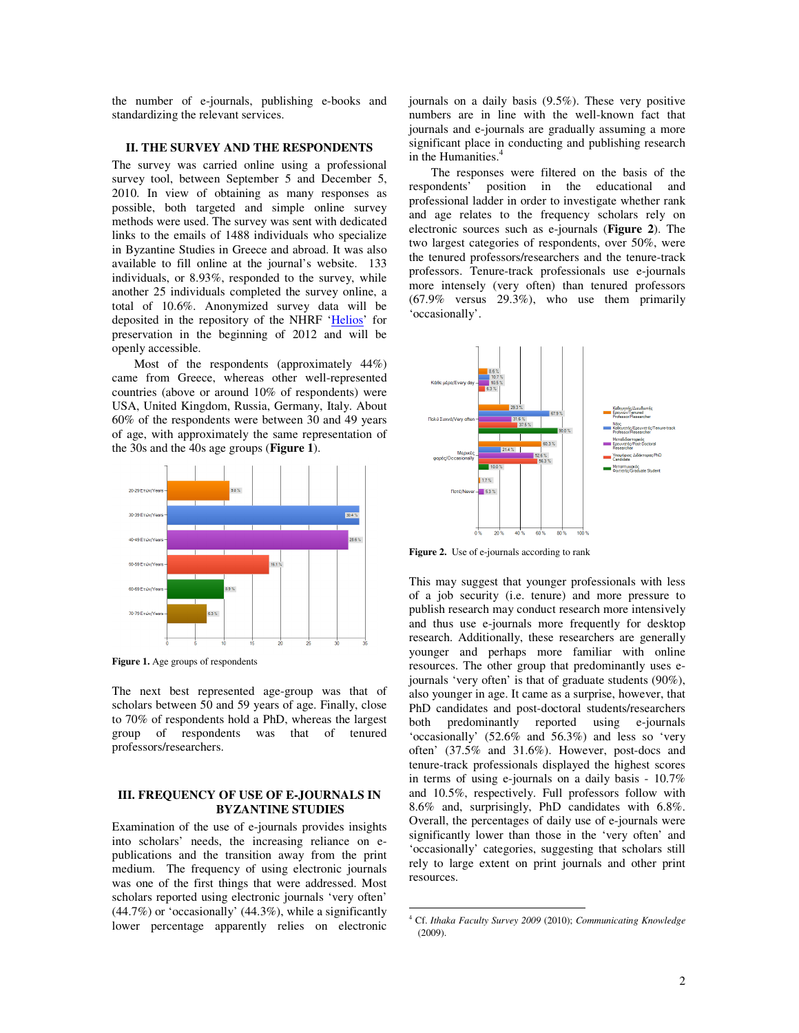the number of e-journals, publishing e-books and standardizing the relevant services.

## II. THE SURVEY AND THE RESPONDENTS

The survey was carried online using a professional survey tool, between September 5 and December 5, 2010. In view of obtaining as many responses as possible, both targeted and simple online survey methods were used. The survey was sent with dedicated links to the emails of 1488 individuals who specialize in Byzantine Studies in Greece and abroad. It was also available to fill online at the journal's website. 133 individuals, or 8.93%, responded to the survey, while another 25 individuals completed the survey online, a total of 10.6%. Anonymized survey data will be deposited in the repository of the NHRF 'Helios' for preservation in the beginning of 2012 and will be openly accessible.

Most of the respondents (approximately 44%) came from Greece, whereas other well-represented countries (above or around 10% of respondents) were USA, United Kingdom, Russia, Germany, Italy. About 60% of the respondents were between 30 and 49 years of age, with approximately the same representation of the 30s and the 40s age groups (**Figure 1**).

**Figure 1.** Age groups of respondents

The next best represented age-group was that of scholars between 50 and 59 years of age. Finally, close to 70% of respondents hold a PhD, whereas the largest group of respondents was that of tenured professors/researchers.

## III. FREQUENCY OF USE OF E-JOURNALS IN BYZANTINE STUDIES

Examination of the use of e-journals provides insights into scholars' needs, the increasing reliance on e-publications and the transition away from the print medium. The frequency of using electronic journals was one of the first things that were addressed. Most scholars reported using electronic journals 'very often' (44.7%) or 'occasionally' (44.3%), while a significantly lower percentage apparently relies on electronic journals on a daily basis (9.5%). These very positive numbers are in line with the well-known fact that journals and e-journals are gradually assuming a more significant place in conducting and publishing research in the Humanities.[4]

The responses were filtered on the basis of the respondents' position in the educational and professional ladder in order to investigate whether rank and age relates to the frequency scholars rely on electronic sources such as e-journals (**Figure 2**). The two largest categories of respondents, over 50%, were the tenured professors/researchers and the tenure-track professors. Tenure-track professionals use e-journals more intensely (very often) than tenured professors (67.9% versus 29.3%), who use them primarily 'occasionally'.

**Figure 2.** Use of e-journals according to rank

This may suggest that younger professionals with less of a job security (i.e. tenure) and more pressure to publish research may conduct research more intensively and thus use e-journals more frequently for desktop research. Additionally, these researchers are generally younger and perhaps more familiar with online resources. The other group that predominantly uses e-journals 'very often' is that of graduate students (90%), also younger in age. It came as a surprise, however, that PhD candidates and post-doctoral students/researchers both predominantly reported using e-journals 'occasionally' (52.6% and 56.3%) and less so 'very often' (37.5% and 31.6%). However, post-docs and tenure-track professionals displayed the highest scores in terms of using e-journals on a daily basis - 10.7% and 10.5%, respectively. Full professors follow with 8.6% and, surprisingly, PhD candidates with 6.8%. Overall, the percentages of daily use of e-journals were significantly lower than those in the 'very often' and 'occasionally' categories, suggesting that scholars still rely to large extent on print journals and other print resources.

---

[4] Cf. *Ithaka Faculty Survey 2009* (2010); *Communicating Knowledge* (2009).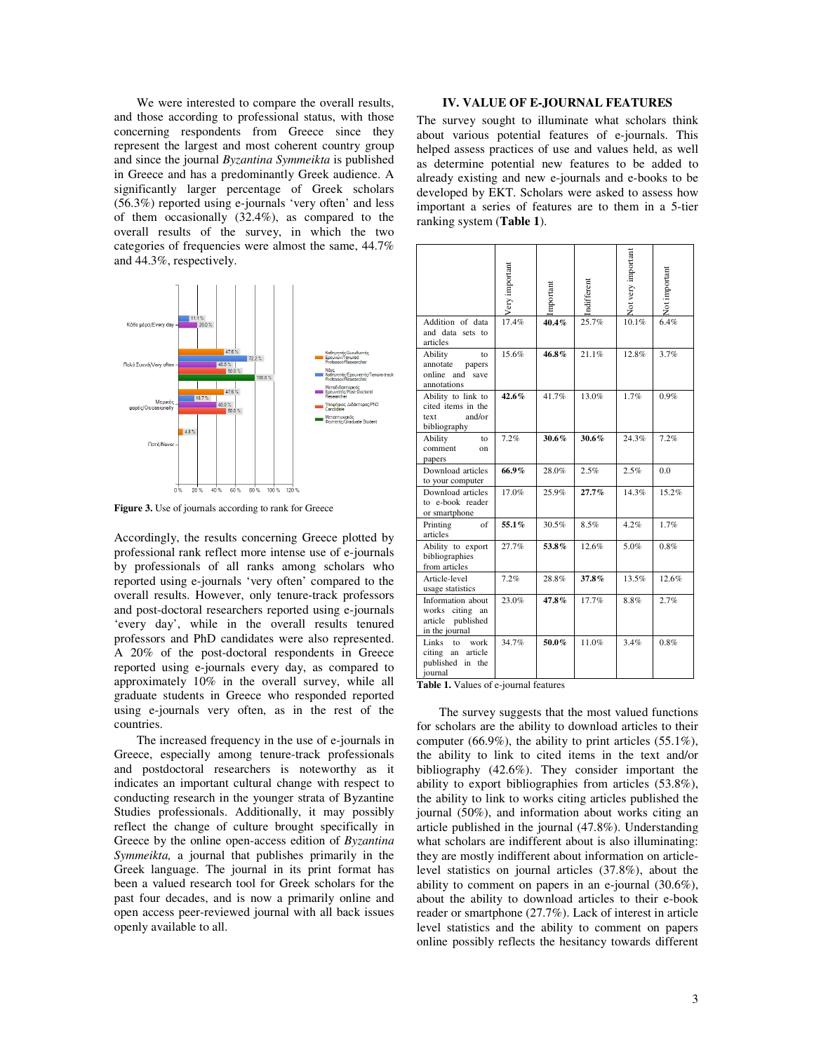We were interested to compare the overall results, and those according to professional status, with those concerning respondents from Greece since they represent the largest and most coherent country group and since the journal *Byzantina Symmeikta* is published in Greece and has a predominantly Greek audience. A significantly larger percentage of Greek scholars (56.3%) reported using e-journals 'very often' and less of them occasionally (32.4%), as compared to the overall results of the survey, in which the two categories of frequencies were almost the same, 44.7% and 44.3%, respectively.

**Figure 3.** Use of journals according to rank for Greece

Accordingly, the results concerning Greece plotted by professional rank reflect more intense use of e-journals by professionals of all ranks among scholars who reported using e-journals 'very often' compared to the overall results. However, only tenure-track professors and post-doctoral researchers reported using e-journals 'every day', while in the overall results tenured professors and PhD candidates were also represented. A 20% of the post-doctoral respondents in Greece reported using e-journals every day, as compared to approximately 10% in the overall survey, while all graduate students in Greece who responded reported using e-journals very often, as in the rest of the countries.

The increased frequency in the use of e-journals in Greece, especially among tenure-track professionals and postdoctoral researchers is noteworthy as it indicates an important cultural change with respect to conducting research in the younger strata of Byzantine Studies professionals. Additionally, it may possibly reflect the change of culture brought specifically in Greece by the online open-access edition of *Byzantina Symmeikta,* a journal that publishes primarily in the Greek language. The journal in its print format has been a valued research tool for Greek scholars for the past four decades, and is now a primarily online and open access peer-reviewed journal with all back issues openly available to all.

## IV. VALUE OF E-JOURNAL FEATURES

The survey sought to illuminate what scholars think about various potential features of e-journals. This helped assess practices of use and values held, as well as determine potential new features to be added to already existing and new e-journals and e-books to be developed by EKT. Scholars were asked to assess how important a series of features are to them in a 5-tier ranking system (**Table 1**).

| | Very important | Important | Indifferent | Not very important | Not important |
|---|---|---|---|---|---|
| Addition of data and data sets to articles | 17.4% | **40.4%** | 25.7% | 10.1% | 6.4% |
| Ability to annotate papers online and save annotations | 15.6% | **46.8%** | 21.1% | 12.8% | 3.7% |
| Ability to link to cited items in the text and/or bibliography | **42.6%** | 41.7% | 13.0% | 1.7% | 0.9% |
| Ability to comment on papers | 7.2% | **30.6%** | **30.6%** | 24.3% | 7.2% |
| Download articles to your computer | **66.9%** | 28.0% | 2.5% | 2.5% | 0.0 |
| Download articles to e-book reader or smartphone | 17.0% | 25.9% | **27.7%** | 14.3% | 15.2% |
| Printing of articles | **55.1%** | 30.5% | 8.5% | 4.2% | 1.7% |
| Ability to export bibliographies from articles | 27.7% | **53.8%** | 12.6% | 5.0% | 0.8% |
| Article-level usage statistics | 7.2% | 28.8% | **37.8%** | 13.5% | 12.6% |
| Information about works citing an article published in the journal | 23.0% | **47.8%** | 17.7% | 8.8% | 2.7% |
| Links to work citing an article published in the journal | 34.7% | **50.0%** | 11.0% | 3.4% | 0.8% |

**Table 1.** Values of e-journal features

The survey suggests that the most valued functions for scholars are the ability to download articles to their computer (66.9%), the ability to print articles (55.1%), the ability to link to cited items in the text and/or bibliography (42.6%). They consider important the ability to export bibliographies from articles (53.8%), the ability to link to works citing articles published the journal (50%), and information about works citing an article published in the journal (47.8%). Understanding what scholars are indifferent about is also illuminating: they are mostly indifferent about information on article-level statistics on journal articles (37.8%), about the ability to comment on papers in an e-journal (30.6%), about the ability to download articles to their e-book reader or smartphone (27.7%). Lack of interest in article level statistics and the ability to comment on papers online possibly reflects the hesitancy towards different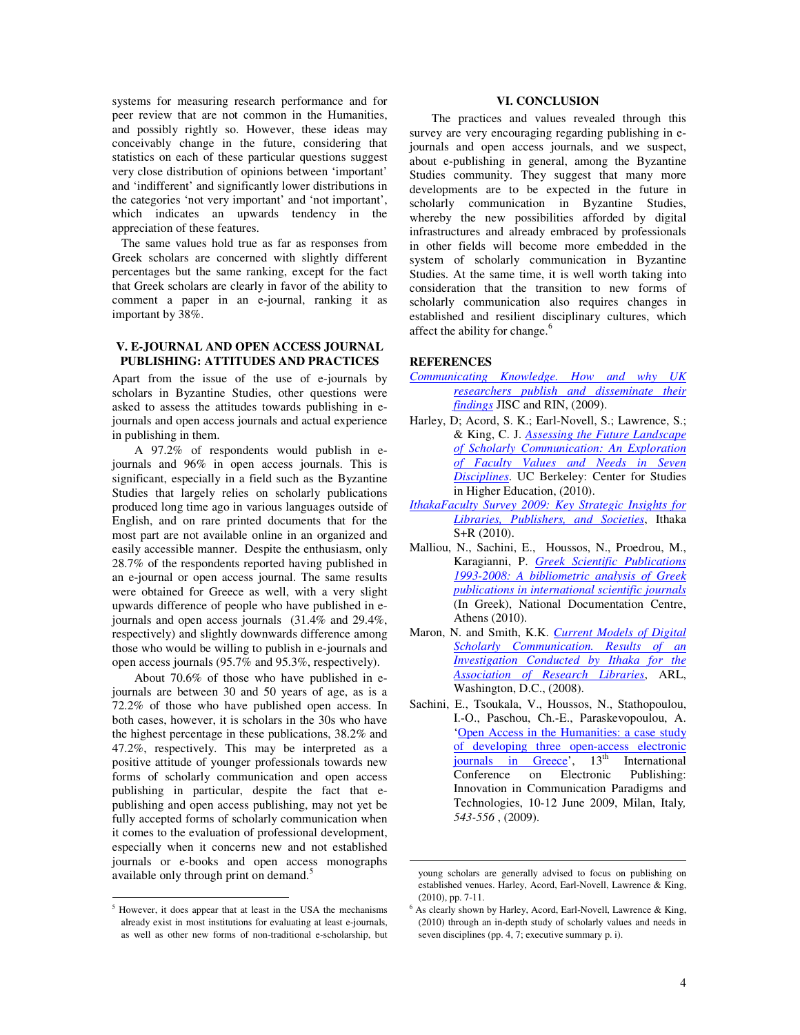systems for measuring research performance and for peer review that are not common in the Humanities, and possibly rightly so. However, these ideas may conceivably change in the future, considering that statistics on each of these particular questions suggest very close distribution of opinions between 'important' and 'indifferent' and significantly lower distributions in the categories 'not very important' and 'not important', which indicates an upwards tendency in the appreciation of these features.

The same values hold true as far as responses from Greek scholars are concerned with slightly different percentages but the same ranking, except for the fact that Greek scholars are clearly in favor of the ability to comment a paper in an e-journal, ranking it as important by 38%.

## V. E-JOURNAL AND OPEN ACCESS JOURNAL PUBLISHING: ATTITUDES AND PRACTICES

Apart from the issue of the use of e-journals by scholars in Byzantine Studies, other questions were asked to assess the attitudes towards publishing in e-journals and open access journals and actual experience in publishing in them.

A 97.2% of respondents would publish in e-journals and 96% in open access journals. This is significant, especially in a field such as the Byzantine Studies that largely relies on scholarly publications produced long time ago in various languages outside of English, and on rare printed documents that for the most part are not available online in an organized and easily accessible manner. Despite the enthusiasm, only 28.7% of the respondents reported having published in an e-journal or open access journal. The same results were obtained for Greece as well, with a very slight upwards difference of people who have published in e-journals and open access journals (31.4% and 29.4%, respectively) and slightly downwards difference among those who would be willing to publish in e-journals and open access journals (95.7% and 95.3%, respectively).

About 70.6% of those who have published in e-journals are between 30 and 50 years of age, as is a 72.2% of those who have published open access. In both cases, however, it is scholars in the 30s who have the highest percentage in these publications, 38.2% and 47.2%, respectively. This may be interpreted as a positive attitude of younger professionals towards new forms of scholarly communication and open access publishing in particular, despite the fact that e-publishing and open access publishing, may not yet be fully accepted forms of scholarly communication when it comes to the evaluation of professional development, especially when it concerns new and not established journals or e-books and open access monographs available only through print on demand.[5]

## VI. CONCLUSION

The practices and values revealed through this survey are very encouraging regarding publishing in e-journals and open access journals, and we suspect, about e-publishing in general, among the Byzantine Studies community. They suggest that many more developments are to be expected in the future in scholarly communication in Byzantine Studies, whereby the new possibilities afforded by digital infrastructures and already embraced by professionals in other fields will become more embedded in the system of scholarly communication in Byzantine Studies. At the same time, it is well worth taking into consideration that the transition to new forms of scholarly communication also requires changes in established and resilient disciplinary cultures, which affect the ability for change.[6]

## REFERENCES

*Communicating Knowledge. How and why UK researchers publish and disseminate their findings* JISC and RIN, (2009).

Harley, D; Acord, S. K.; Earl-Novell, S.; Lawrence, S.; & King, C. J. *Assessing the Future Landscape of Scholarly Communication: An Exploration of Faculty Values and Needs in Seven Disciplines*. UC Berkeley: Center for Studies in Higher Education, (2010).

*IthakaFaculty Survey 2009: Key Strategic Insights for Libraries, Publishers, and Societies*, Ithaka S+R (2010).

Malliou, N., Sachini, E., Houssos, N., Proedrou, M., Karagianni, P. *Greek Scientific Publications 1993-2008: A bibliometric analysis of Greek publications in international scientific journals* (In Greek), National Documentation Centre, Athens (2010).

Maron, N. and Smith, K.K. *Current Models of Digital Scholarly Communication. Results of an Investigation Conducted by Ithaka for the Association of Research Libraries*, ARL, Washington, D.C., (2008).

Sachini, E., Tsoukala, V., Houssos, N., Stathopoulou, I.-O., Paschou, Ch.-E., Paraskevopoulou, A. 'Open Access in the Humanities: a case study of developing three open-access electronic journals in Greece', 13th International Conference on Electronic Publishing: Innovation in Communication Paradigms and Technologies, 10-12 June 2009, Milan, Italy, *543-556* , (2009).

---

[5] However, it does appear that at least in the USA the mechanisms already exist in most institutions for evaluating at least e-journals, as well as other new forms of non-traditional e-scholarship, but young scholars are generally advised to focus on publishing on established venues. Harley, Acord, Earl-Novell, Lawrence & King, (2010), pp. 7-11.

[6] As clearly shown by Harley, Acord, Earl-Novell, Lawrence & King, (2010) through an in-depth study of scholarly values and needs in seven disciplines (pp. 4, 7; executive summary p. i).